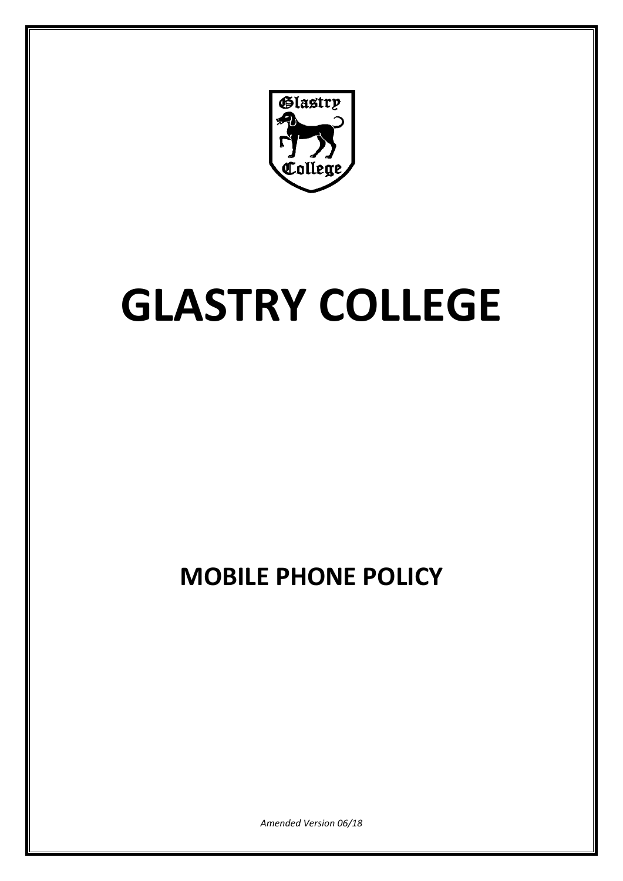# GLASTRY COLLEGE

## MOBILE PHONE POLICY

*Amended Version 06/18*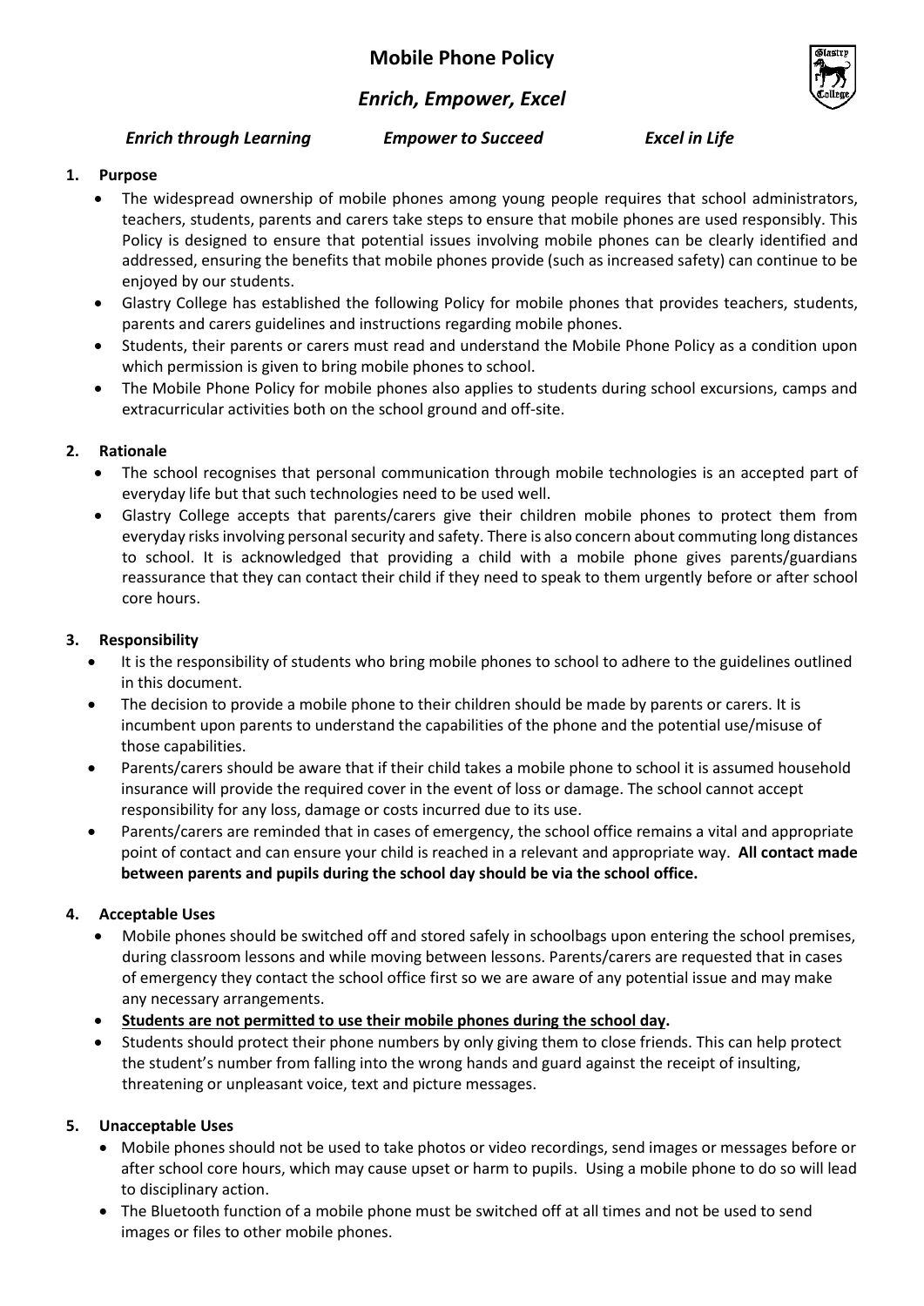# Mobile Phone Policy

## *Enrich, Empower, Excel*

***Enrich through Learning*** ***Empower to Succeed*** ***Excel in Life***

1. **Purpose**
    - The widespread ownership of mobile phones among young people requires that school administrators, teachers, students, parents and carers take steps to ensure that mobile phones are used responsibly. This Policy is designed to ensure that potential issues involving mobile phones can be clearly identified and addressed, ensuring the benefits that mobile phones provide (such as increased safety) can continue to be enjoyed by our students.
    - Glastry College has established the following Policy for mobile phones that provides teachers, students, parents and carers guidelines and instructions regarding mobile phones.
    - Students, their parents or carers must read and understand the Mobile Phone Policy as a condition upon which permission is given to bring mobile phones to school.
    - The Mobile Phone Policy for mobile phones also applies to students during school excursions, camps and extracurricular activities both on the school ground and off-site.

2. **Rationale**
    - The school recognises that personal communication through mobile technologies is an accepted part of everyday life but that such technologies need to be used well.
    - Glastry College accepts that parents/carers give their children mobile phones to protect them from everyday risks involving personal security and safety. There is also concern about commuting long distances to school. It is acknowledged that providing a child with a mobile phone gives parents/guardians reassurance that they can contact their child if they need to speak to them urgently before or after school core hours.

3. **Responsibility**
    - It is the responsibility of students who bring mobile phones to school to adhere to the guidelines outlined in this document.
    - The decision to provide a mobile phone to their children should be made by parents or carers. It is incumbent upon parents to understand the capabilities of the phone and the potential use/misuse of those capabilities.
    - Parents/carers should be aware that if their child takes a mobile phone to school it is assumed household insurance will provide the required cover in the event of loss or damage. The school cannot accept responsibility for any loss, damage or costs incurred due to its use.
    - Parents/carers are reminded that in cases of emergency, the school office remains a vital and appropriate point of contact and can ensure your child is reached in a relevant and appropriate way. **All contact made between parents and pupils during the school day should be via the school office.**

4. **Acceptable Uses**
    - Mobile phones should be switched off and stored safely in schoolbags upon entering the school premises, during classroom lessons and while moving between lessons. Parents/carers are requested that in cases of emergency they contact the school office first so we are aware of any potential issue and may make any necessary arrangements.
    - <u>**Students are not permitted to use their mobile phones during the school day**</u>**.**
    - Students should protect their phone numbers by only giving them to close friends. This can help protect the student's number from falling into the wrong hands and guard against the receipt of insulting, threatening or unpleasant voice, text and picture messages.

5. **Unacceptable Uses**
    - Mobile phones should not be used to take photos or video recordings, send images or messages before or after school core hours, which may cause upset or harm to pupils. Using a mobile phone to do so will lead to disciplinary action.
    - The Bluetooth function of a mobile phone must be switched off at all times and not be used to send images or files to other mobile phones.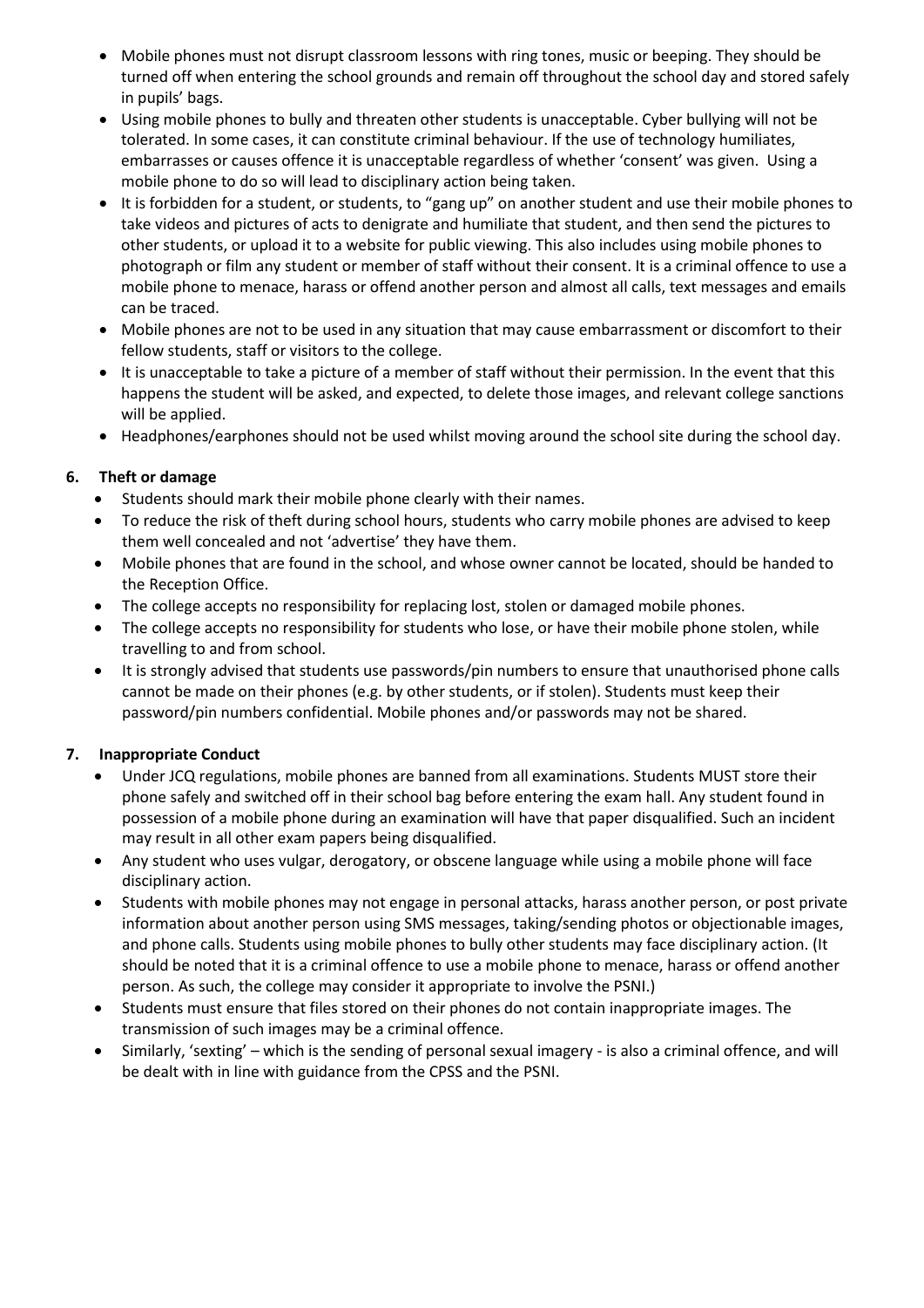- Mobile phones must not disrupt classroom lessons with ring tones, music or beeping. They should be turned off when entering the school grounds and remain off throughout the school day and stored safely in pupils' bags.
- Using mobile phones to bully and threaten other students is unacceptable. Cyber bullying will not be tolerated. In some cases, it can constitute criminal behaviour. If the use of technology humiliates, embarrasses or causes offence it is unacceptable regardless of whether 'consent' was given. Using a mobile phone to do so will lead to disciplinary action being taken.
- It is forbidden for a student, or students, to "gang up" on another student and use their mobile phones to take videos and pictures of acts to denigrate and humiliate that student, and then send the pictures to other students, or upload it to a website for public viewing. This also includes using mobile phones to photograph or film any student or member of staff without their consent. It is a criminal offence to use a mobile phone to menace, harass or offend another person and almost all calls, text messages and emails can be traced.
- Mobile phones are not to be used in any situation that may cause embarrassment or discomfort to their fellow students, staff or visitors to the college.
- It is unacceptable to take a picture of a member of staff without their permission. In the event that this happens the student will be asked, and expected, to delete those images, and relevant college sanctions will be applied.
- Headphones/earphones should not be used whilst moving around the school site during the school day.

## 6. Theft or damage

- Students should mark their mobile phone clearly with their names.
- To reduce the risk of theft during school hours, students who carry mobile phones are advised to keep them well concealed and not 'advertise' they have them.
- Mobile phones that are found in the school, and whose owner cannot be located, should be handed to the Reception Office.
- The college accepts no responsibility for replacing lost, stolen or damaged mobile phones.
- The college accepts no responsibility for students who lose, or have their mobile phone stolen, while travelling to and from school.
- It is strongly advised that students use passwords/pin numbers to ensure that unauthorised phone calls cannot be made on their phones (e.g. by other students, or if stolen). Students must keep their password/pin numbers confidential. Mobile phones and/or passwords may not be shared.

## 7. Inappropriate Conduct

- Under JCQ regulations, mobile phones are banned from all examinations. Students MUST store their phone safely and switched off in their school bag before entering the exam hall. Any student found in possession of a mobile phone during an examination will have that paper disqualified. Such an incident may result in all other exam papers being disqualified.
- Any student who uses vulgar, derogatory, or obscene language while using a mobile phone will face disciplinary action.
- Students with mobile phones may not engage in personal attacks, harass another person, or post private information about another person using SMS messages, taking/sending photos or objectionable images, and phone calls. Students using mobile phones to bully other students may face disciplinary action. (It should be noted that it is a criminal offence to use a mobile phone to menace, harass or offend another person. As such, the college may consider it appropriate to involve the PSNI.)
- Students must ensure that files stored on their phones do not contain inappropriate images. The transmission of such images may be a criminal offence.
- Similarly, 'sexting' – which is the sending of personal sexual imagery - is also a criminal offence, and will be dealt with in line with guidance from the CPSS and the PSNI.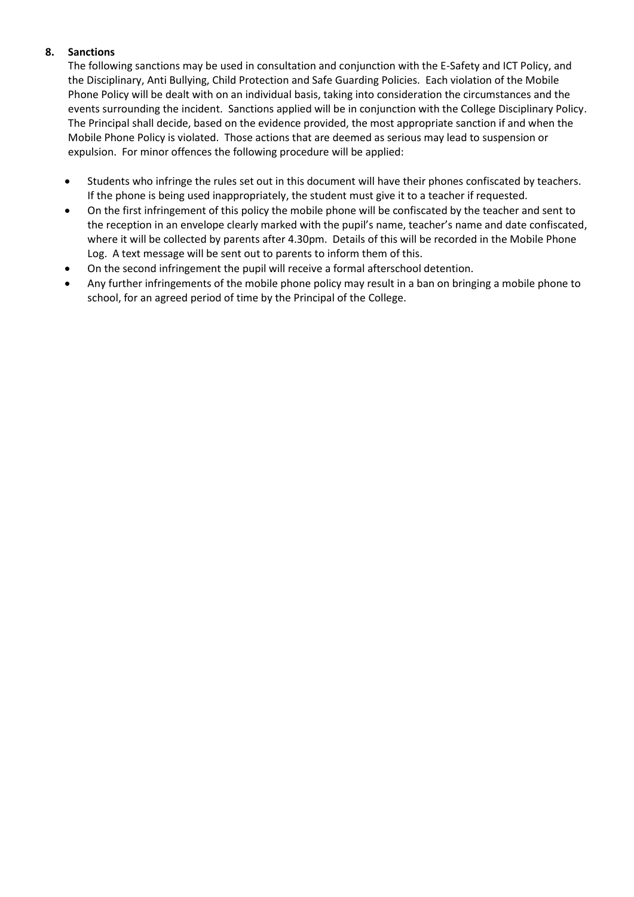## 8. Sanctions

The following sanctions may be used in consultation and conjunction with the E-Safety and ICT Policy, and the Disciplinary, Anti Bullying, Child Protection and Safe Guarding Policies. Each violation of the Mobile Phone Policy will be dealt with on an individual basis, taking into consideration the circumstances and the events surrounding the incident. Sanctions applied will be in conjunction with the College Disciplinary Policy. The Principal shall decide, based on the evidence provided, the most appropriate sanction if and when the Mobile Phone Policy is violated. Those actions that are deemed as serious may lead to suspension or expulsion. For minor offences the following procedure will be applied:

- Students who infringe the rules set out in this document will have their phones confiscated by teachers. If the phone is being used inappropriately, the student must give it to a teacher if requested.
- On the first infringement of this policy the mobile phone will be confiscated by the teacher and sent to the reception in an envelope clearly marked with the pupil's name, teacher's name and date confiscated, where it will be collected by parents after 4.30pm. Details of this will be recorded in the Mobile Phone Log. A text message will be sent out to parents to inform them of this.
- On the second infringement the pupil will receive a formal afterschool detention.
- Any further infringements of the mobile phone policy may result in a ban on bringing a mobile phone to school, for an agreed period of time by the Principal of the College.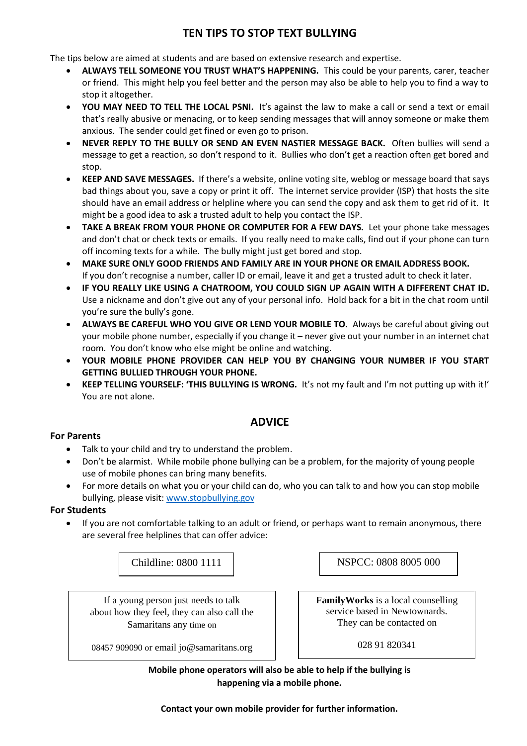# TEN TIPS TO STOP TEXT BULLYING

The tips below are aimed at students and are based on extensive research and expertise.

- **ALWAYS TELL SOMEONE YOU TRUST WHAT'S HAPPENING.** This could be your parents, carer, teacher or friend. This might help you feel better and the person may also be able to help you to find a way to stop it altogether.
- **YOU MAY NEED TO TELL THE LOCAL PSNI.** It's against the law to make a call or send a text or email that's really abusive or menacing, or to keep sending messages that will annoy someone or make them anxious. The sender could get fined or even go to prison.
- **NEVER REPLY TO THE BULLY OR SEND AN EVEN NASTIER MESSAGE BACK.** Often bullies will send a message to get a reaction, so don't respond to it. Bullies who don't get a reaction often get bored and stop.
- **KEEP AND SAVE MESSAGES.** If there's a website, online voting site, weblog or message board that says bad things about you, save a copy or print it off. The internet service provider (ISP) that hosts the site should have an email address or helpline where you can send the copy and ask them to get rid of it. It might be a good idea to ask a trusted adult to help you contact the ISP.
- **TAKE A BREAK FROM YOUR PHONE OR COMPUTER FOR A FEW DAYS.** Let your phone take messages and don't chat or check texts or emails. If you really need to make calls, find out if your phone can turn off incoming texts for a while. The bully might just get bored and stop.
- **MAKE SURE ONLY GOOD FRIENDS AND FAMILY ARE IN YOUR PHONE OR EMAIL ADDRESS BOOK.** If you don't recognise a number, caller ID or email, leave it and get a trusted adult to check it later.
- **IF YOU REALLY LIKE USING A CHATROOM, YOU COULD SIGN UP AGAIN WITH A DIFFERENT CHAT ID.** Use a nickname and don't give out any of your personal info. Hold back for a bit in the chat room until you're sure the bully's gone.
- **ALWAYS BE CAREFUL WHO YOU GIVE OR LEND YOUR MOBILE TO.** Always be careful about giving out your mobile phone number, especially if you change it – never give out your number in an internet chat room. You don't know who else might be online and watching.
- **YOUR MOBILE PHONE PROVIDER CAN HELP YOU BY CHANGING YOUR NUMBER IF YOU START GETTING BULLIED THROUGH YOUR PHONE.**
- **KEEP TELLING YOURSELF: 'THIS BULLYING IS WRONG.** It's not my fault and I'm not putting up with it!' You are not alone.

## ADVICE

### For Parents

- Talk to your child and try to understand the problem.
- Don't be alarmist. While mobile phone bullying can be a problem, for the majority of young people use of mobile phones can bring many benefits.
- For more details on what you or your child can do, who you can talk to and how you can stop mobile bullying, please visit: www.stopbullying.gov

### For Students

- If you are not comfortable talking to an adult or friend, or perhaps want to remain anonymous, there are several free helplines that can offer advice:

Childline: 0800 1111

NSPCC: 0808 8005 000

If a young person just needs to talk about how they feel, they can also call the Samaritans any time on

08457 909090 or email jo@samaritans.org

**FamilyWorks** is a local counselling service based in Newtownards. They can be contacted on

028 91 820341

**Mobile phone operators will also be able to help if the bullying is happening via a mobile phone.**

**Contact your own mobile provider for further information.**